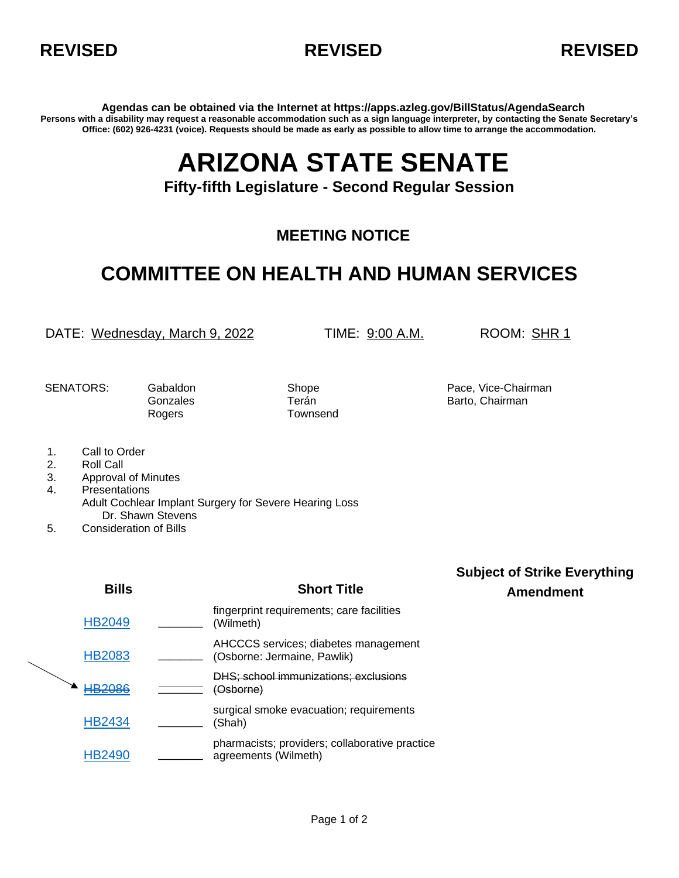**REVISED** **REVISED** **REVISED**

**Agendas can be obtained via the Internet at https://apps.azleg.gov/BillStatus/AgendaSearch**

**Persons with a disability may request a reasonable accommodation such as a sign language interpreter, by contacting the Senate Secretary's Office: (602) 926-4231 (voice). Requests should be made as early as possible to allow time to arrange the accommodation.**

# ARIZONA STATE SENATE

**Fifty-fifth Legislature - Second Regular Session**

## MEETING NOTICE

## COMMITTEE ON HEALTH AND HUMAN SERVICES

DATE: Wednesday, March 9, 2022 TIME: 9:00 A.M. ROOM: SHR 1

SENATORS: Gabaldon, Gonzales, Rogers, Shope, Terán, Townsend, Pace, Vice-Chairman, Barto, Chairman

1. Call to Order
2. Roll Call
3. Approval of Minutes
4. Presentations
   Adult Cochlear Implant Surgery for Severe Hearing Loss
   Dr. Shawn Stevens
5. Consideration of Bills

| Bills | | Short Title | Subject of Strike Everything Amendment |
|---|---|---|---|
| HB2049 | _______ | fingerprint requirements; care facilities (Wilmeth) | |
| HB2083 | _______ | AHCCCS services; diabetes management (Osborne: Jermaine, Pawlik) | |
| ~~HB2086~~ | ~~_______~~ | ~~DHS; school immunizations; exclusions (Osborne)~~ | |
| HB2434 | _______ | surgical smoke evacuation; requirements (Shah) | |
| HB2490 | _______ | pharmacists; providers; collaborative practice agreements (Wilmeth) | |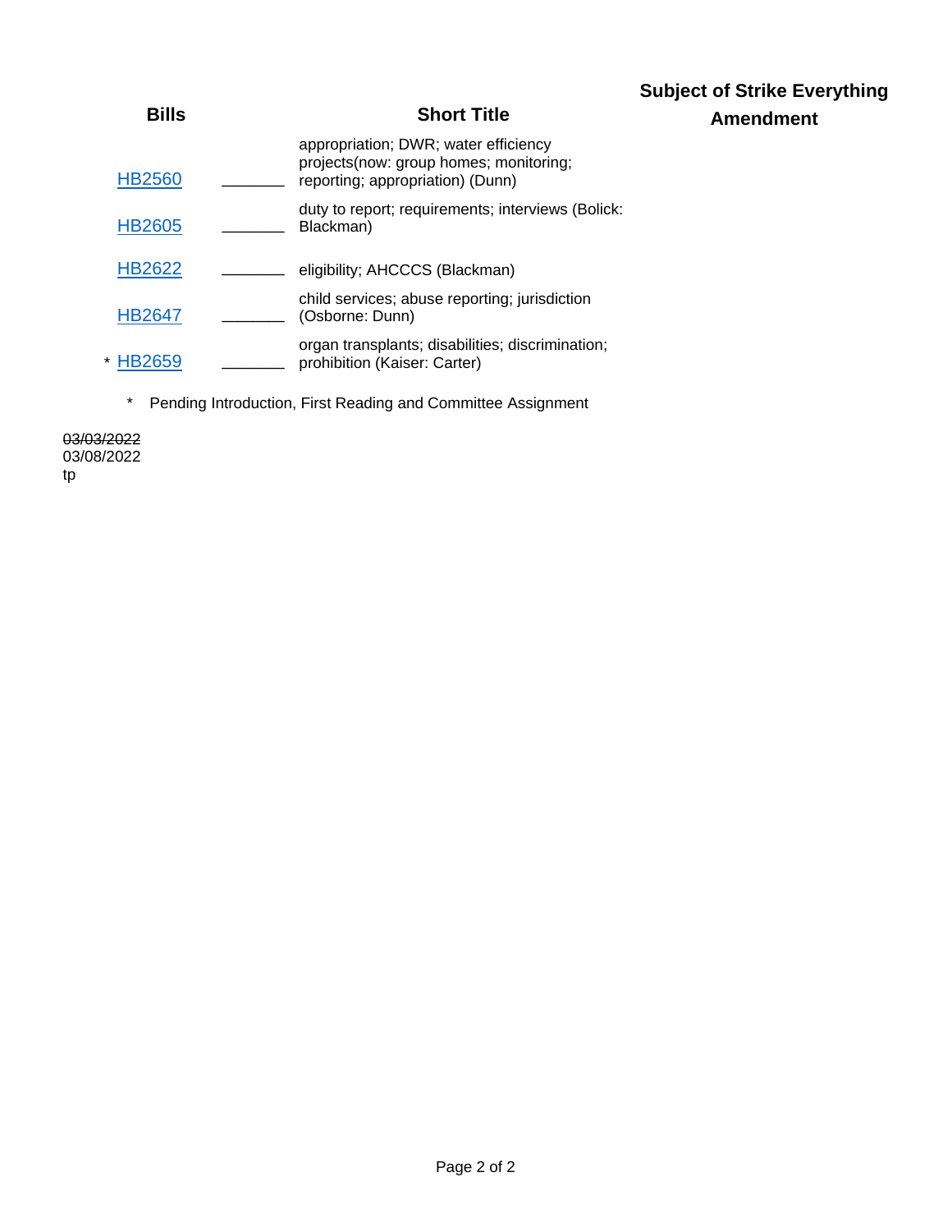| Bills | | Short Title | Subject of Strike Everything Amendment |
|---|---|---|---|
| HB2560 | _______ | appropriation; DWR; water efficiency projects(now: group homes; monitoring; reporting; appropriation) (Dunn) | |
| HB2605 | _______ | duty to report; requirements; interviews (Bolick: Blackman) | |
| HB2622 | _______ | eligibility; AHCCCS (Blackman) | |
| HB2647 | _______ | child services; abuse reporting; jurisdiction (Osborne: Dunn) | |
| * HB2659 | _______ | organ transplants; disabilities; discrimination; prohibition (Kaiser: Carter) | |

\* Pending Introduction, First Reading and Committee Assignment

~~03/03/2022~~
03/08/2022
tp